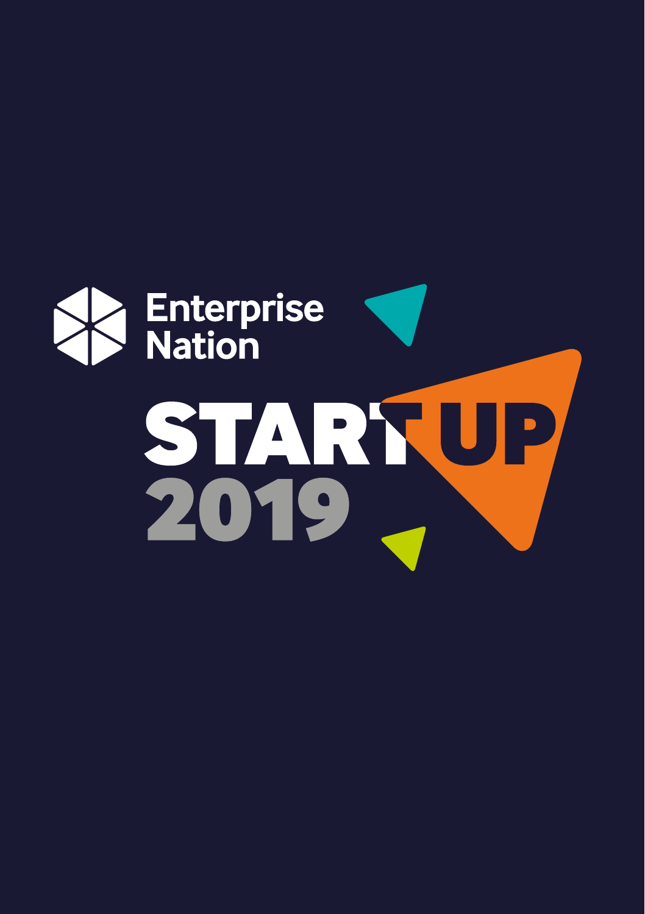Enterprise Nation

# START UP 2019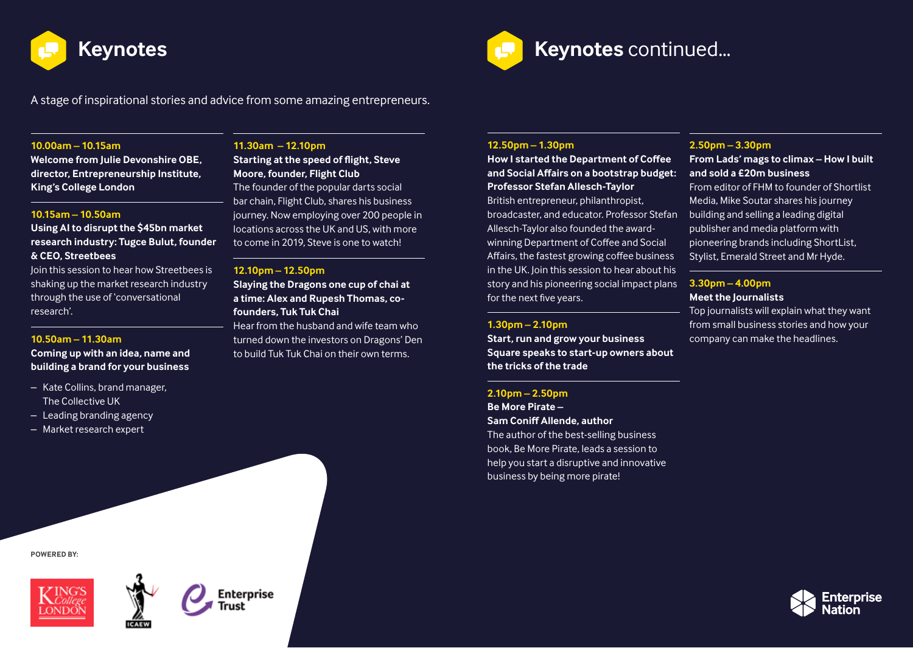# Keynotes

A stage of inspirational stories and advice from some amazing entrepreneurs.

**10.00am – 10.15am**
**Welcome from Julie Devonshire OBE, director, Entrepreneurship Institute, King's College London**

**10.15am – 10.50am**
**Using AI to disrupt the $45bn market research industry: Tugce Bulut, founder & CEO, Streetbees**
Join this session to hear how Streetbees is shaking up the market research industry through the use of 'conversational research'.

**10.50am – 11.30am**
**Coming up with an idea, name and building a brand for your business**

- Kate Collins, brand manager, The Collective UK
- Leading branding agency
- Market research expert

**11.30am – 12.10pm**
**Starting at the speed of flight, Steve Moore, founder, Flight Club**
The founder of the popular darts social bar chain, Flight Club, shares his business journey. Now employing over 200 people in locations across the UK and US, with more to come in 2019, Steve is one to watch!

**12.10pm – 12.50pm**
**Slaying the Dragons one cup of chai at a time: Alex and Rupesh Thomas, co-founders, Tuk Tuk Chai**
Hear from the husband and wife team who turned down the investors on Dragons' Den to build Tuk Tuk Chai on their own terms.

POWERED BY:

# Keynotes continued...

**12.50pm – 1.30pm**
**How I started the Department of Coffee and Social Affairs on a bootstrap budget: Professor Stefan Allesch-Taylor**
British entrepreneur, philanthropist, broadcaster, and educator. Professor Stefan Allesch-Taylor also founded the award-winning Department of Coffee and Social Affairs, the fastest growing coffee business in the UK. Join this session to hear about his story and his pioneering social impact plans for the next five years.

**1.30pm – 2.10pm**
**Start, run and grow your business Square speaks to start-up owners about the tricks of the trade**

**2.10pm – 2.50pm**
**Be More Pirate – Sam Coniff Allende, author**
The author of the best-selling business book, Be More Pirate, leads a session to help you start a disruptive and innovative business by being more pirate!

**2.50pm – 3.30pm**
**From Lads' mags to climax – How I built and sold a £20m business**
From editor of FHM to founder of Shortlist Media, Mike Soutar shares his journey building and selling a leading digital publisher and media platform with pioneering brands including ShortList, Stylist, Emerald Street and Mr Hyde.

**3.30pm – 4.00pm**
**Meet the Journalists**
Top journalists will explain what they want from small business stories and how your company can make the headlines.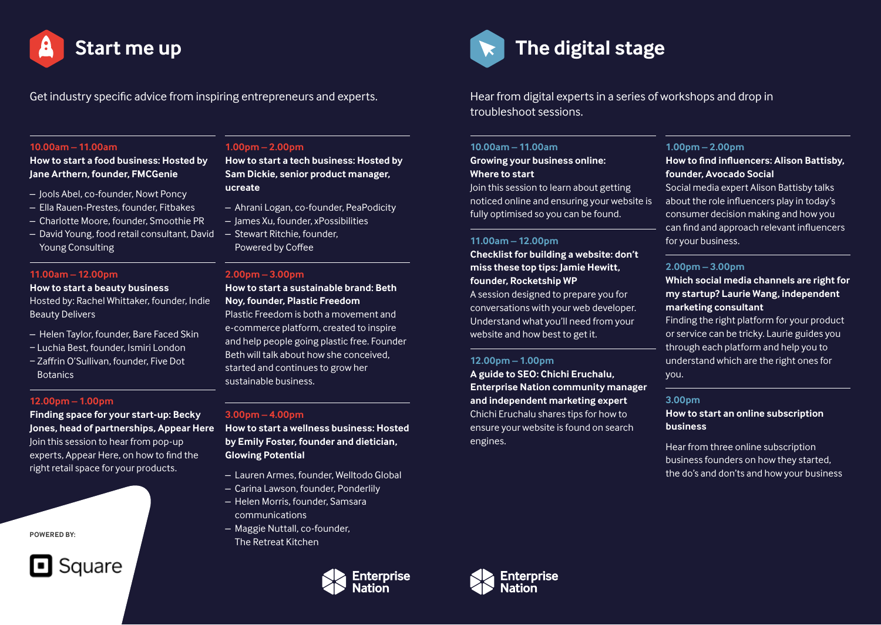# Start me up

Get industry specific advice from inspiring entrepreneurs and experts.

**10.00am – 11.00am**

**How to start a food business: Hosted by Jane Arthern, founder, FMCGenie**

- Jools Abel, co-founder, Nowt Poncy
- Ella Rauen-Prestes, founder, Fitbakes
- Charlotte Moore, founder, Smoothie PR
- David Young, food retail consultant, David Young Consulting

**11.00am – 12.00pm**

**How to start a beauty business**

Hosted by: Rachel Whittaker, founder, Indie Beauty Delivers

- Helen Taylor, founder, Bare Faced Skin
- Luchia Best, founder, Ismiri London
- Zaffrin O'Sullivan, founder, Five Dot Botanics

**12.00pm – 1.00pm**

**Finding space for your start-up: Becky Jones, head of partnerships, Appear Here**

Join this session to hear from pop-up experts, Appear Here, on how to find the right retail space for your products.

**1.00pm – 2.00pm**

**How to start a tech business: Hosted by Sam Dickie, senior product manager, ucreate**

- Ahrani Logan, co-founder, PeaPodicity
- James Xu, founder, xPossibilities
- Stewart Ritchie, founder, Powered by Coffee

**2.00pm – 3.00pm**

**How to start a sustainable brand: Beth Noy, founder, Plastic Freedom**

Plastic Freedom is both a movement and e-commerce platform, created to inspire and help people going plastic free. Founder Beth will talk about how she conceived, started and continues to grow her sustainable business.

**3.00pm – 4.00pm**

**How to start a wellness business: Hosted by Emily Foster, founder and dietician, Glowing Potential**

- Lauren Armes, founder, Welltodo Global
- Carina Lawson, founder, Ponderlily
- Helen Morris, founder, Samsara communications
- Maggie Nuttall, co-founder, The Retreat Kitchen

POWERED BY:

Square

# The digital stage

Hear from digital experts in a series of workshops and drop in troubleshoot sessions.

**10.00am – 11.00am**

**Growing your business online: Where to start**

Join this session to learn about getting noticed online and ensuring your website is fully optimised so you can be found.

**11.00am – 12.00pm**

**Checklist for building a website: don't miss these top tips: Jamie Hewitt, founder, Rocketship WP**

A session designed to prepare you for conversations with your web developer. Understand what you'll need from your website and how best to get it.

**12.00pm – 1.00pm**

**A guide to SEO: Chichi Eruchalu, Enterprise Nation community manager and independent marketing expert**

Chichi Eruchalu shares tips for how to ensure your website is found on search engines.

**1.00pm – 2.00pm**

**How to find influencers: Alison Battisby, founder, Avocado Social**

Social media expert Alison Battisby talks about the role influencers play in today's consumer decision making and how you can find and approach relevant influencers for your business.

**2.00pm – 3.00pm**

**Which social media channels are right for my startup? Laurie Wang, independent marketing consultant**

Finding the right platform for your product or service can be tricky. Laurie guides you through each platform and help you to understand which are the right ones for you.

**3.00pm**

**How to start an online subscription business**

Hear from three online subscription business founders on how they started, the do's and don'ts and how your business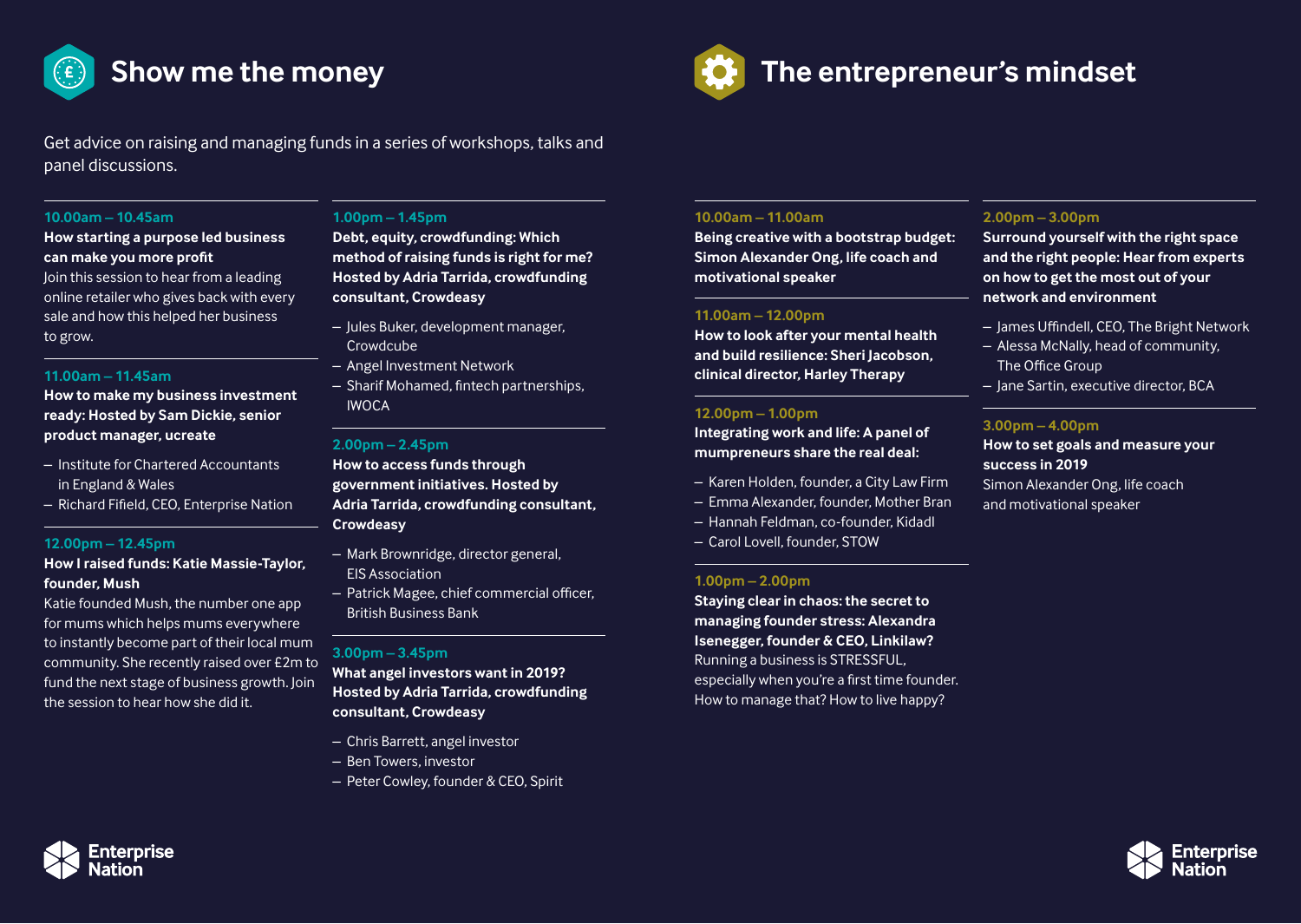# Show me the money

Get advice on raising and managing funds in a series of workshops, talks and panel discussions.

**10.00am – 10.45am**

**How starting a purpose led business can make you more profit**

Join this session to hear from a leading online retailer who gives back with every sale and how this helped her business to grow.

**11.00am – 11.45am**

**How to make my business investment ready: Hosted by Sam Dickie, senior product manager, ucreate**

- Institute for Chartered Accountants in England & Wales
- Richard Fifield, CEO, Enterprise Nation

**12.00pm – 12.45pm**

**How I raised funds: Katie Massie-Taylor, founder, Mush**

Katie founded Mush, the number one app for mums which helps mums everywhere to instantly become part of their local mum community. She recently raised over £2m to fund the next stage of business growth. Join the session to hear how she did it.

**1.00pm – 1.45pm**

**Debt, equity, crowdfunding: Which method of raising funds is right for me? Hosted by Adria Tarrida, crowdfunding consultant, Crowdeasy**

- Jules Buker, development manager, Crowdcube
- Angel Investment Network
- Sharif Mohamed, fintech partnerships, IWOCA

**2.00pm – 2.45pm**

**How to access funds through government initiatives. Hosted by Adria Tarrida, crowdfunding consultant, Crowdeasy**

- Mark Brownridge, director general, EIS Association
- Patrick Magee, chief commercial officer, British Business Bank

**3.00pm – 3.45pm**

**What angel investors want in 2019? Hosted by Adria Tarrida, crowdfunding consultant, Crowdeasy**

- Chris Barrett, angel investor
- Ben Towers, investor
- Peter Cowley, founder & CEO, Spirit

# The entrepreneur's mindset

**10.00am – 11.00am**

**Being creative with a bootstrap budget: Simon Alexander Ong, life coach and motivational speaker**

**11.00am – 12.00pm**

**How to look after your mental health and build resilience: Sheri Jacobson, clinical director, Harley Therapy**

**12.00pm – 1.00pm**

**Integrating work and life: A panel of mumpreneurs share the real deal:**

- Karen Holden, founder, a City Law Firm
- Emma Alexander, founder, Mother Bran
- Hannah Feldman, co-founder, Kidadl
- Carol Lovell, founder, STOW

**1.00pm – 2.00pm**

**Staying clear in chaos: the secret to managing founder stress: Alexandra Isenegger, founder & CEO, Linkilaw?**

Running a business is STRESSFUL, especially when you're a first time founder. How to manage that? How to live happy?

**2.00pm – 3.00pm**

**Surround yourself with the right space and the right people: Hear from experts on how to get the most out of your network and environment**

- James Uffindell, CEO, The Bright Network
- Alessa McNally, head of community, The Office Group
- Jane Sartin, executive director, BCA

**3.00pm – 4.00pm**

**How to set goals and measure your success in 2019**

Simon Alexander Ong, life coach and motivational speaker

Enterprise Nation

Enterprise Nation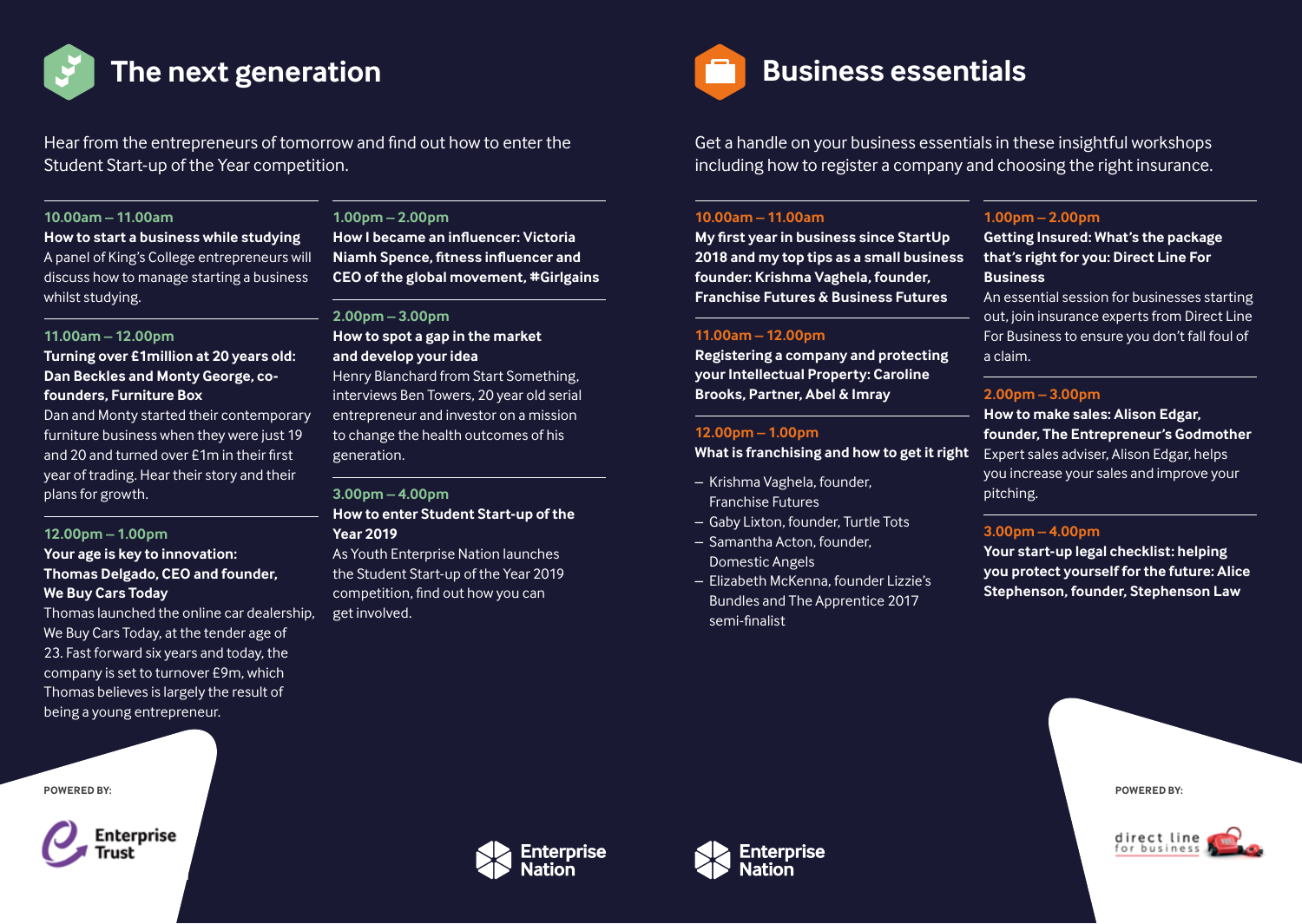# The next generation

Hear from the entrepreneurs of tomorrow and find out how to enter the Student Start-up of the Year competition.

**10.00am – 11.00am**

**How to start a business while studying**

A panel of King's College entrepreneurs will discuss how to manage starting a business whilst studying.

**11.00am – 12.00pm**

**Turning over £1million at 20 years old: Dan Beckles and Monty George, co-founders, Furniture Box**

Dan and Monty started their contemporary furniture business when they were just 19 and 20 and turned over £1m in their first year of trading. Hear their story and their plans for growth.

**12.00pm – 1.00pm**

**Your age is key to innovation: Thomas Delgado, CEO and founder, We Buy Cars Today**

Thomas launched the online car dealership, We Buy Cars Today, at the tender age of 23. Fast forward six years and today, the company is set to turnover £9m, which Thomas believes is largely the result of being a young entrepreneur.

**1.00pm – 2.00pm**

**How I became an influencer: Victoria Niamh Spence, fitness influencer and CEO of the global movement, #Girlgains**

**2.00pm – 3.00pm**

**How to spot a gap in the market and develop your idea**

Henry Blanchard from Start Something, interviews Ben Towers, 20 year old serial entrepreneur and investor on a mission to change the health outcomes of his generation.

**3.00pm – 4.00pm**

**How to enter Student Start-up of the Year 2019**

As Youth Enterprise Nation launches the Student Start-up of the Year 2019 competition, find out how you can get involved.

POWERED BY: Enterprise Trust

# Business essentials

Get a handle on your business essentials in these insightful workshops including how to register a company and choosing the right insurance.

**10.00am – 11.00am**

**My first year in business since StartUp 2018 and my top tips as a small business founder: Krishma Vaghela, founder, Franchise Futures & Business Futures**

**11.00am – 12.00pm**

**Registering a company and protecting your Intellectual Property: Caroline Brooks, Partner, Abel & Imray**

**12.00pm – 1.00pm**

**What is franchising and how to get it right**

- Krishma Vaghela, founder, Franchise Futures
- Gaby Lixton, founder, Turtle Tots
- Samantha Acton, founder, Domestic Angels
- Elizabeth McKenna, founder Lizzie's Bundles and The Apprentice 2017 semi-finalist

**1.00pm – 2.00pm**

**Getting Insured: What's the package that's right for you: Direct Line For Business**

An essential session for businesses starting out, join insurance experts from Direct Line For Business to ensure you don't fall foul of a claim.

**2.00pm – 3.00pm**

**How to make sales: Alison Edgar, founder, The Entrepreneur's Godmother**

Expert sales adviser, Alison Edgar, helps you increase your sales and improve your pitching.

**3.00pm – 4.00pm**

**Your start-up legal checklist: helping you protect yourself for the future: Alice Stephenson, founder, Stephenson Law**

POWERED BY: direct line for business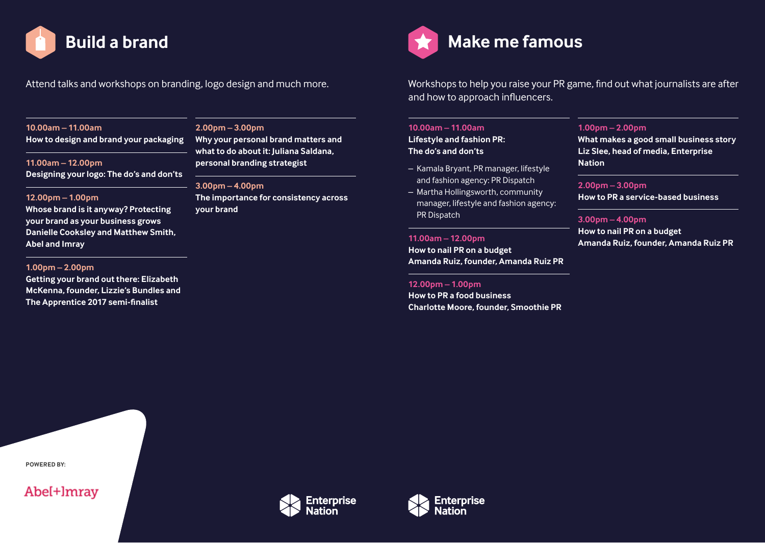## Build a brand

Attend talks and workshops on branding, logo design and much more.

**10.00am – 11.00am**
**How to design and brand your packaging**

**11.00am – 12.00pm**
**Designing your logo: The do's and don'ts**

**12.00pm – 1.00pm**
**Whose brand is it anyway? Protecting your brand as your business grows Danielle Cooksley and Matthew Smith, Abel and Imray**

**1.00pm – 2.00pm**
**Getting your brand out there: Elizabeth McKenna, founder, Lizzie's Bundles and The Apprentice 2017 semi-finalist**

**2.00pm – 3.00pm**
**Why your personal brand matters and what to do about it: Juliana Saldana, personal branding strategist**

**3.00pm – 4.00pm**
**The importance for consistency across your brand**

## Make me famous

Workshops to help you raise your PR game, find out what journalists are after and how to approach influencers.

**10.00am – 11.00am**
**Lifestyle and fashion PR: The do's and don'ts**

- Kamala Bryant, PR manager, lifestyle and fashion agency: PR Dispatch
- Martha Hollingsworth, community manager, lifestyle and fashion agency: PR Dispatch

**11.00am – 12.00pm**
**How to nail PR on a budget**
**Amanda Ruiz, founder, Amanda Ruiz PR**

**12.00pm – 1.00pm**
**How to PR a food business**
**Charlotte Moore, founder, Smoothie PR**

**1.00pm – 2.00pm**
**What makes a good small business story Liz Slee, head of media, Enterprise Nation**

**2.00pm – 3.00pm**
**How to PR a service-based business**

**3.00pm – 4.00pm**
**How to nail PR on a budget**
**Amanda Ruiz, founder, Amanda Ruiz PR**

POWERED BY:

Abel+Imray

Enterprise Nation

Enterprise Nation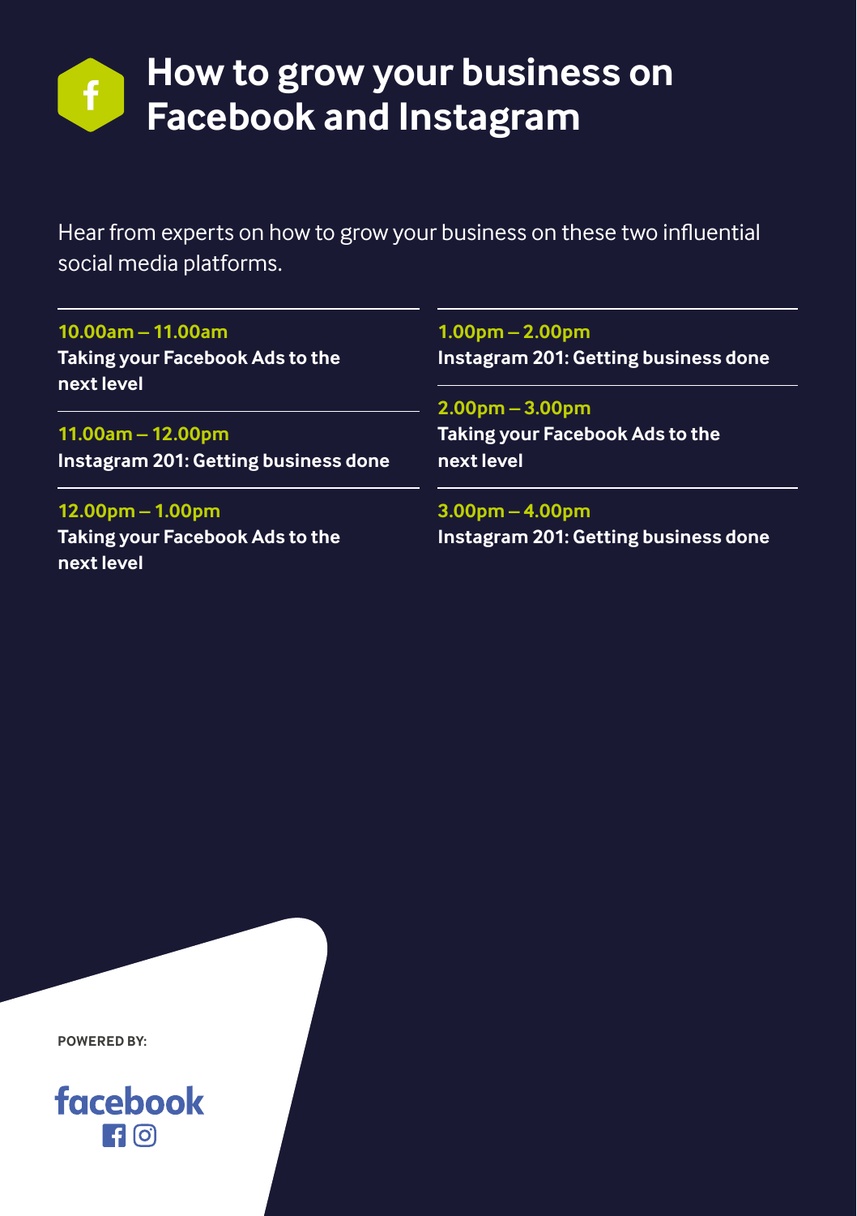# How to grow your business on Facebook and Instagram

Hear from experts on how to grow your business on these two influential social media platforms.

**10.00am – 11.00am**
**Taking your Facebook Ads to the next level**

**11.00am – 12.00pm**
**Instagram 201: Getting business done**

**12.00pm – 1.00pm**
**Taking your Facebook Ads to the next level**

**1.00pm – 2.00pm**
**Instagram 201: Getting business done**

**2.00pm – 3.00pm**
**Taking your Facebook Ads to the next level**

**3.00pm – 4.00pm**
**Instagram 201: Getting business done**

POWERED BY:

facebook